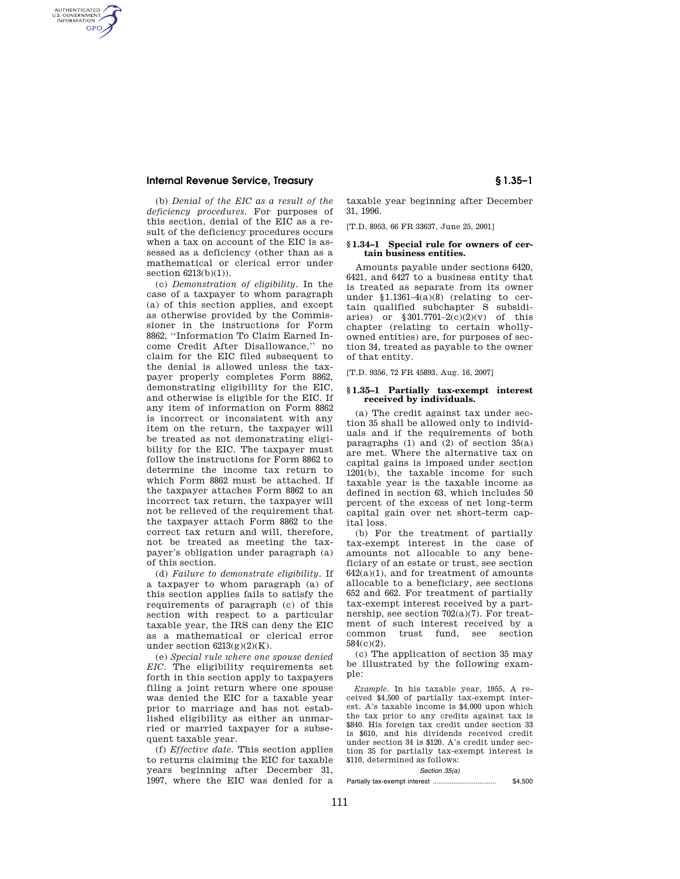(b) *Denial of the EIC as a result of the deficiency procedures.* For purposes of this section, denial of the EIC as a result of the deficiency procedures occurs when a tax on account of the EIC is assessed as a deficiency (other than as a mathematical or clerical error under section 6213(b)(1)).

(c) *Demonstration of eligibility.* In the case of a taxpayer to whom paragraph (a) of this section applies, and except as otherwise provided by the Commissioner in the instructions for Form 8862, ''Information To Claim Earned Income Credit After Disallowance,'' no claim for the EIC filed subsequent to the denial is allowed unless the taxpayer properly completes Form 8862, demonstrating eligibility for the EIC, and otherwise is eligible for the EIC. If any item of information on Form 8862 is incorrect or inconsistent with any item on the return, the taxpayer will be treated as not demonstrating eligibility for the EIC. The taxpayer must follow the instructions for Form 8862 to determine the income tax return to which Form 8862 must be attached. If the taxpayer attaches Form 8862 to an incorrect tax return, the taxpayer will not be relieved of the requirement that the taxpayer attach Form 8862 to the correct tax return and will, therefore, not be treated as meeting the taxpayer's obligation under paragraph (a) of this section.

(d) *Failure to demonstrate eligibility.* If a taxpayer to whom paragraph (a) of this section applies fails to satisfy the requirements of paragraph (c) of this section with respect to a particular taxable year, the IRS can deny the EIC as a mathematical or clerical error under section 6213(g)(2)(K).

(e) *Special rule where one spouse denied EIC.* The eligibility requirements set forth in this section apply to taxpayers filing a joint return where one spouse was denied the EIC for a taxable year prior to marriage and has not established eligibility as either an unmarried or married taxpayer for a subsequent taxable year.

(f) *Effective date.* This section applies to returns claiming the EIC for taxable years beginning after December 31, 1997, where the EIC was denied for a taxable year beginning after December 31, 1996.

[T.D. 8953, 66 FR 33637, June 25, 2001]

## § 1.34–1 Special rule for owners of certain business entities.

Amounts payable under sections 6420, 6421, and 6427 to a business entity that is treated as separate from its owner under §1.1361–4(a)(8) (relating to certain qualified subchapter S subsidiaries) or §301.7701–2(c)(2)(v) of this chapter (relating to certain wholly-owned entities) are, for purposes of section 34, treated as payable to the owner of that entity.

[T.D. 9356, 72 FR 45893, Aug. 16, 2007]

## § 1.35–1 Partially tax-exempt interest received by individuals.

(a) The credit against tax under section 35 shall be allowed only to individuals and if the requirements of both paragraphs (1) and (2) of section 35(a) are met. Where the alternative tax on capital gains is imposed under section 1201(b), the taxable income for such taxable year is the taxable income as defined in section 63, which includes 50 percent of the excess of net long-term capital gain over net short-term capital loss.

(b) For the treatment of partially tax-exempt interest in the case of amounts not allocable to any beneficiary of an estate or trust, see section 642(a)(1), and for treatment of amounts allocable to a beneficiary, see sections 652 and 662. For treatment of partially tax-exempt interest received by a partnership, see section 702(a)(7). For treatment of such interest received by a common trust fund, see section 584(c)(2).

(c) The application of section 35 may be illustrated by the following example:

*Example.* In his taxable year, 1955, A received $4,500 of partially tax-exempt interest. A's taxable income is $4,000 upon which the tax prior to any credits against tax is $840. His foreign tax credit under section 33 is $610, and his dividends received credit under section 34 is $120. A's credit under section 35 for partially tax-exempt interest is $110, determined as follows:

*Section 35(a)*

| | |
|---|---|
| Partially tax-exempt interest | $4,500 |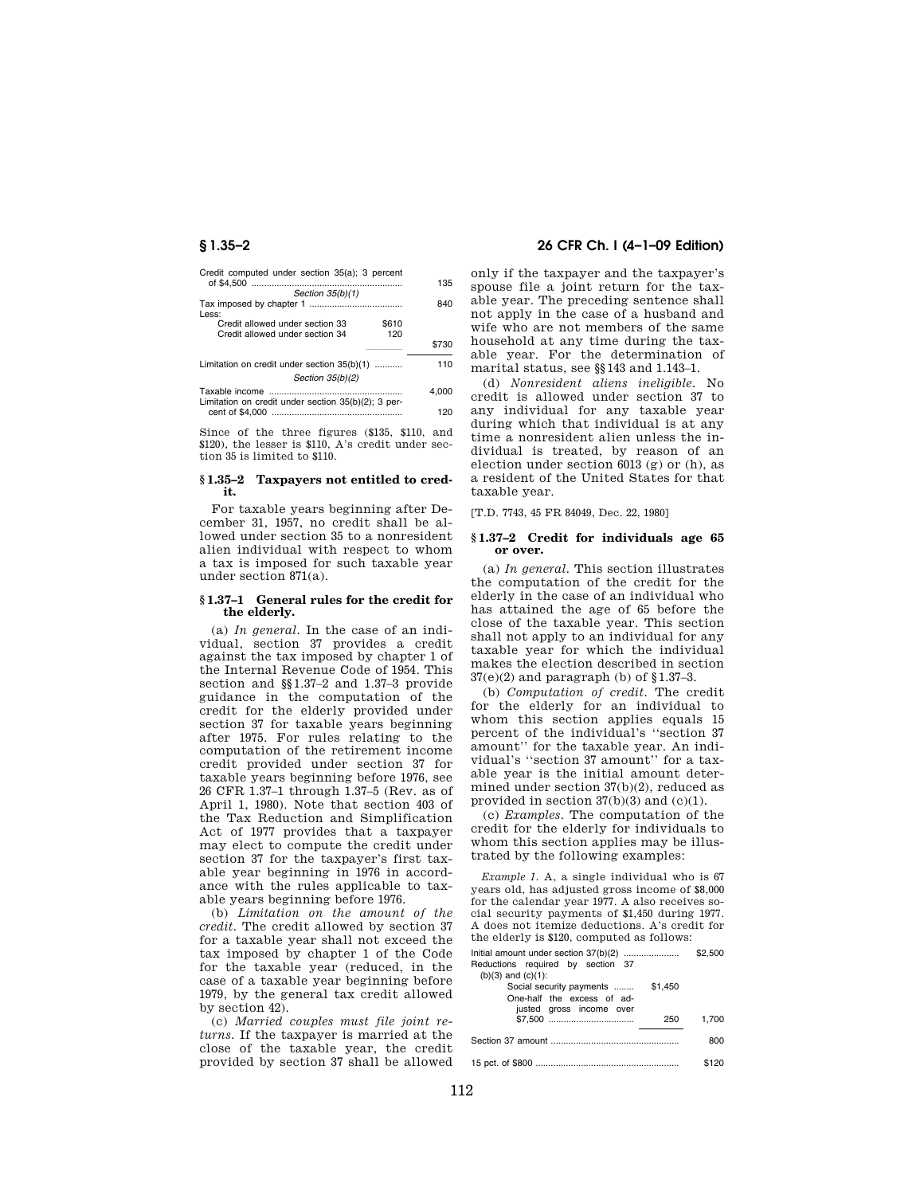| | | |
|---|---|---|
| Credit computed under section 35(a); 3 percent of $4,500 | | 135 |
| *Section 35(b)(1)* | | |
| Tax imposed by chapter 1 | | 840 |
| Less: | | |
| Credit allowed under section 33 | $610 | |
| Credit allowed under section 34 | 120 | |
| | | $730 |
| Limitation on credit under section 35(b)(1) | | 110 |
| *Section 35(b)(2)* | | |
| Taxable income | | 4,000 |
| Limitation on credit under section 35(b)(2); 3 percent of $4,000 | | 120 |

Since of the three figures ($135, $110, and $120), the lesser is $110, A's credit under section 35 is limited to $110.

### § 1.35–2 Taxpayers not entitled to credit.

For taxable years beginning after December 31, 1957, no credit shall be allowed under section 35 to a nonresident alien individual with respect to whom a tax is imposed for such taxable year under section 871(a).

### § 1.37–1 General rules for the credit for the elderly.

(a) *In general.* In the case of an individual, section 37 provides a credit against the tax imposed by chapter 1 of the Internal Revenue Code of 1954. This section and §§ 1.37–2 and 1.37–3 provide guidance in the computation of the credit for the elderly provided under section 37 for taxable years beginning after 1975. For rules relating to the computation of the retirement income credit provided under section 37 for taxable years beginning before 1976, see 26 CFR 1.37–1 through 1.37–5 (Rev. as of April 1, 1980). Note that section 403 of the Tax Reduction and Simplification Act of 1977 provides that a taxpayer may elect to compute the credit under section 37 for the taxpayer's first taxable year beginning in 1976 in accordance with the rules applicable to taxable years beginning before 1976.

(b) *Limitation on the amount of the credit.* The credit allowed by section 37 for a taxable year shall not exceed the tax imposed by chapter 1 of the Code for the taxable year (reduced, in the case of a taxable year beginning before 1979, by the general tax credit allowed by section 42).

(c) *Married couples must file joint returns.* If the taxpayer is married at the close of the taxable year, the credit provided by section 37 shall be allowed only if the taxpayer and the taxpayer's spouse file a joint return for the taxable year. The preceding sentence shall not apply in the case of a husband and wife who are not members of the same household at any time during the taxable year. For the determination of marital status, see §§ 143 and 1.143–1.

(d) *Nonresident aliens ineligible.* No credit is allowed under section 37 to any individual for any taxable year during which that individual is at any time a nonresident alien unless the individual is treated, by reason of an election under section 6013 (g) or (h), as a resident of the United States for that taxable year.

[T.D. 7743, 45 FR 84049, Dec. 22, 1980]

### § 1.37–2 Credit for individuals age 65 or over.

(a) *In general.* This section illustrates the computation of the credit for the elderly in the case of an individual who has attained the age of 65 before the close of the taxable year. This section shall not apply to an individual for any taxable year for which the individual makes the election described in section 37(e)(2) and paragraph (b) of § 1.37–3.

(b) *Computation of credit.* The credit for the elderly for an individual to whom this section applies equals 15 percent of the individual's "section 37 amount" for the taxable year. An individual's "section 37 amount" for a taxable year is the initial amount determined under section 37(b)(2), reduced as provided in section 37(b)(3) and (c)(1).

(c) *Examples.* The computation of the credit for the elderly for individuals to whom this section applies may be illustrated by the following examples:

*Example 1.* A, a single individual who is 67 years old, has adjusted gross income of $8,000 for the calendar year 1977. A also receives social security payments of $1,450 during 1977. A does not itemize deductions. A's credit for the elderly is $120, computed as follows:

| | | |
|---|---|---|
| Initial amount under section 37(b)(2) | | $2,500 |
| Reductions required by section 37 (b)(3) and (c)(1): | | |
| Social security payments | $1,450 | |
| One-half the excess of adjusted gross income over $7,500 | 250 | 1,700 |
| Section 37 amount | | 800 |
| 15 pct. of $800 | | $120 |